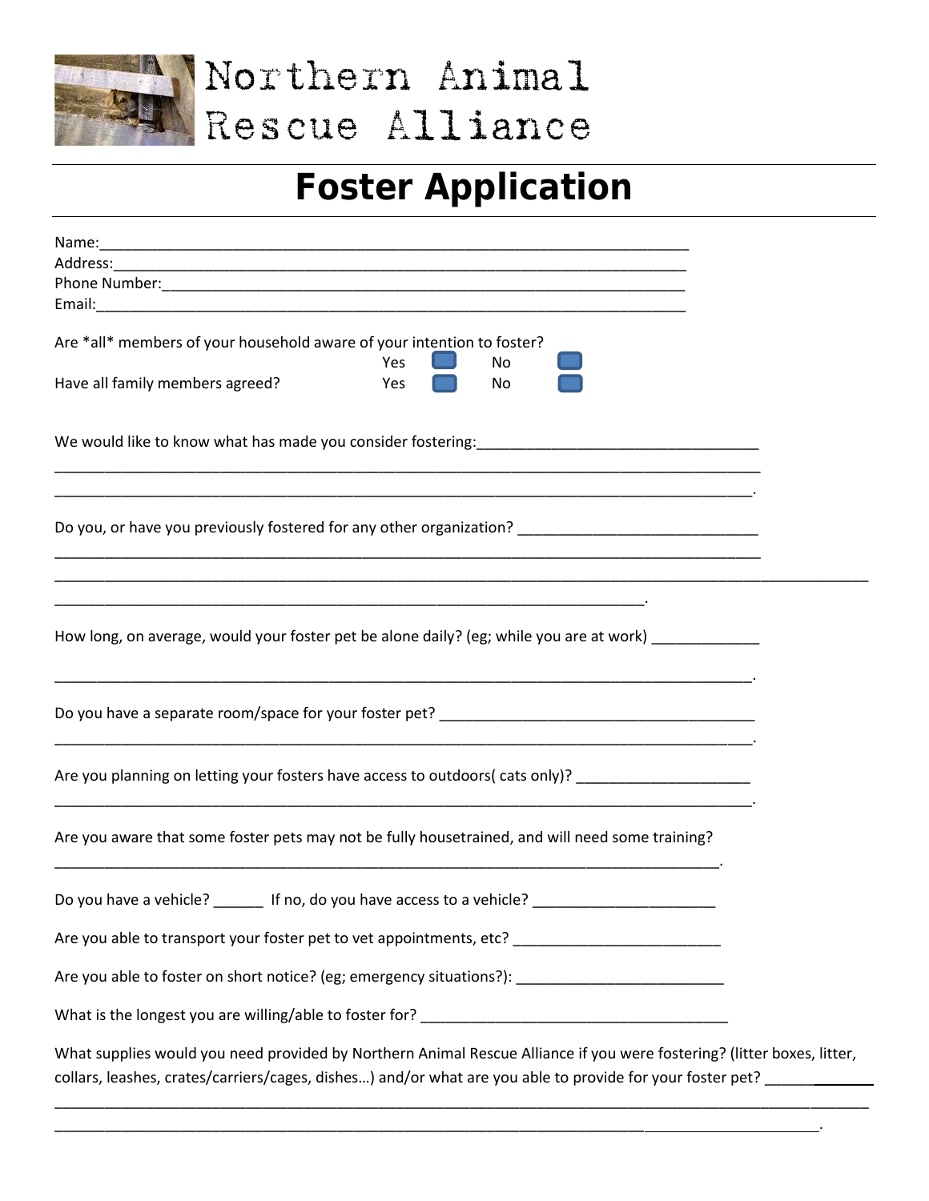Northern Animal Rescue Alliance

# Foster Application

Name:___________________________________________________________________________
Address:_________________________________________________________________________
Phone Number:____________________________________________________________________
Email:___________________________________________________________________________

Are *all* members of your household aware of your intention to foster? Yes ☐ No ☐

Have all family members agreed? Yes ☐ No ☐

We would like to know what has made you consider fostering:__________________________________
_____________________________________________________________________________________
_____________________________________________________________________________________.

Do you, or have you previously fostered for any other organization? _____________________________
_____________________________________________________________________________________
_____________________________________________________________________________________
___________________________________________________________________________.

How long, on average, would your foster pet be alone daily? (eg; while you are at work) _____________
_____________________________________________________________________________________.

Do you have a separate room/space for your foster pet? ________________________________________
_____________________________________________________________________________________.

Are you planning on letting your fosters have access to outdoors( cats only)? _____________________
_____________________________________________________________________________________.

Are you aware that some foster pets may not be fully housetrained, and will need some training?
_____________________________________________________________________________________.

Do you have a vehicle? ______ If no, do you have access to a vehicle? ______________________

Are you able to transport your foster pet to vet appointments, etc? _________________________

Are you able to foster on short notice? (eg; emergency situations?): _________________________

What is the longest you are willing/able to foster for? _____________________________________

What supplies would you need provided by Northern Animal Rescue Alliance if you were fostering? (litter boxes, litter, collars, leashes, crates/carriers/cages, dishes…) and/or what are you able to provide for your foster pet? _____________
_____________________________________________________________________________________
_____________________________________________________________________________________.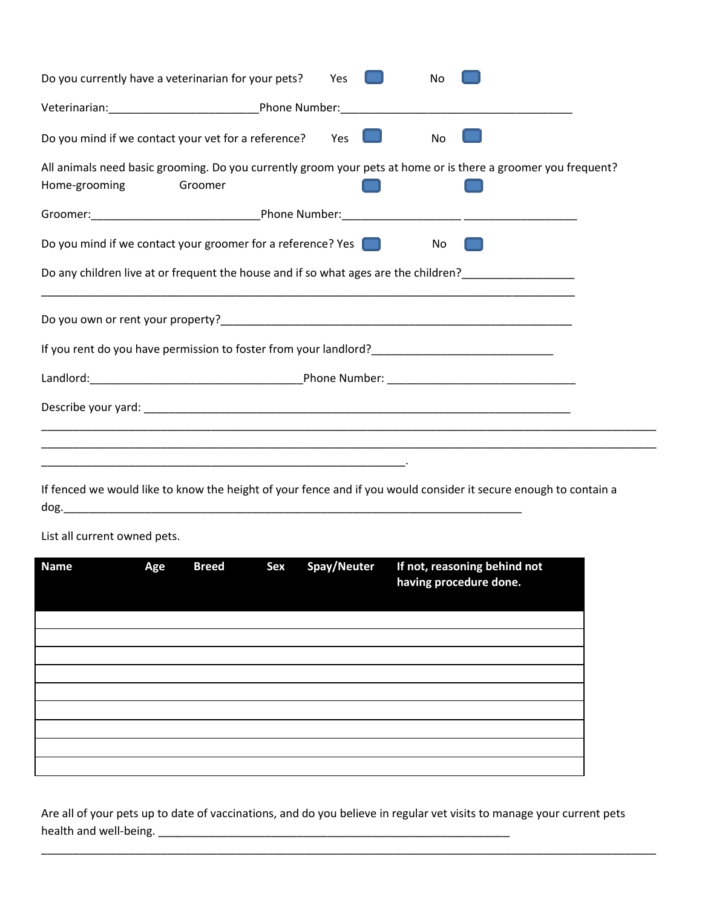Do you currently have a veterinarian for your pets? Yes ☐ No ☐

Veterinarian:________________________Phone Number:______________________________________

Do you mind if we contact your vet for a reference? Yes ☐ No ☐

All animals need basic grooming. Do you currently groom your pets at home or is there a groomer you frequent?
Home-grooming ☐ Groomer ☐

Groomer:___________________________Phone Number:___________________ __________________

Do you mind if we contact your groomer for a reference? Yes ☐ No ☐

Do any children live at or frequent the house and if so what ages are the children?__________________
_____________________________________________________________________________________

Do you own or rent your property?________________________________________________________

If you rent do you have permission to foster from your landlord?_____________________________

Landlord:__________________________________Phone Number: ______________________________

Describe your yard: ____________________________________________________________________
_____________________________________________________________________________________________
_____________________________________________________________________________________________
___________________________________________________________.

If fenced we would like to know the height of your fence and if you would consider it secure enough to contain a dog.___________________________________________________________________________

List all current owned pets.

| Name | Age | Breed | Sex | Spay/Neuter | If not, reasoning behind not having procedure done. |
|---|---|---|---|---|---|
| | | | | | |
| | | | | | |
| | | | | | |
| | | | | | |
| | | | | | |
| | | | | | |
| | | | | | |
| | | | | | |
| | | | | | |

Are all of your pets up to date of vaccinations, and do you believe in regular vet visits to manage your current pets health and well-being. __________________________________________________________
_____________________________________________________________________________________________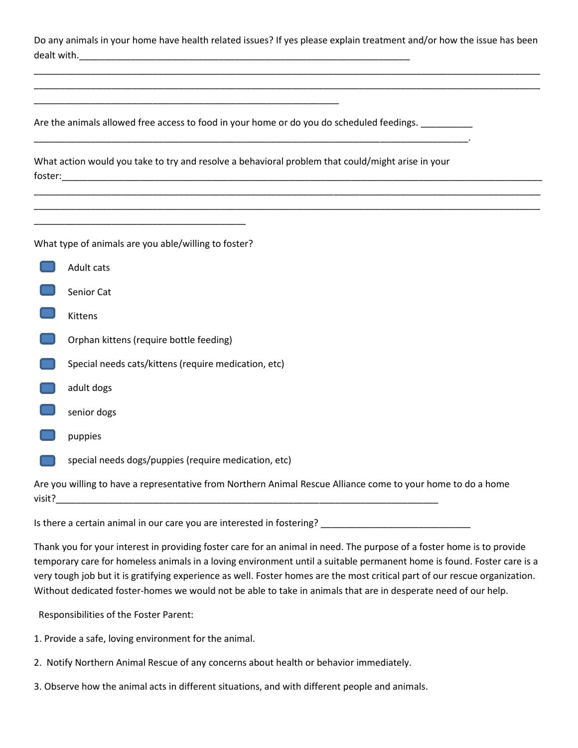Do any animals in your home have health related issues? If yes please explain treatment and/or how the issue has been dealt with.\_\_\_\_\_\_\_\_\_\_\_\_\_\_\_\_\_\_\_\_\_\_\_\_\_\_\_\_\_\_\_\_\_\_\_\_\_\_\_\_\_\_\_\_\_\_\_\_\_\_\_\_\_\_\_\_\_\_\_\_\_\_\_\_

\_\_\_\_\_\_\_\_\_\_\_\_\_\_\_\_\_\_\_\_\_\_\_\_\_\_\_\_\_\_\_\_\_\_\_\_\_\_\_\_\_\_\_\_\_\_\_\_\_\_\_\_\_\_\_\_\_\_\_\_\_\_\_\_\_\_\_\_\_\_\_\_\_\_\_\_\_\_\_\_\_\_\_\_\_\_\_\_\_\_\_\_\_\_

\_\_\_\_\_\_\_\_\_\_\_\_\_\_\_\_\_\_\_\_\_\_\_\_\_\_\_\_\_\_\_\_\_\_\_\_\_\_\_\_\_\_\_\_\_\_\_\_\_\_\_\_\_\_\_\_\_\_\_\_\_\_\_\_\_\_\_\_\_\_\_\_\_\_\_\_\_\_\_\_\_\_\_\_\_\_\_\_\_\_\_\_\_\_

\_\_\_\_\_\_\_\_\_\_\_\_\_\_\_\_\_\_\_\_\_\_\_\_\_\_\_\_\_\_\_\_\_\_\_\_\_\_\_\_\_\_\_\_\_\_\_\_\_\_\_\_\_\_\_\_

Are the animals allowed free access to food in your home or do you do scheduled feedings. \_\_\_\_\_\_\_\_\_\_

\_\_\_\_\_\_\_\_\_\_\_\_\_\_\_\_\_\_\_\_\_\_\_\_\_\_\_\_\_\_\_\_\_\_\_\_\_\_\_\_\_\_\_\_\_\_\_\_\_\_\_\_\_\_\_\_\_\_\_\_\_\_\_\_\_\_\_\_\_\_\_\_\_\_\_\_\_\_.

What action would you take to try and resolve a behavioral problem that could/might arise in your foster:\_\_\_\_\_\_\_\_\_\_\_\_\_\_\_\_\_\_\_\_\_\_\_\_\_\_\_\_\_\_\_\_\_\_\_\_\_\_\_\_\_\_\_\_\_\_\_\_\_\_\_\_\_\_\_\_\_\_\_\_\_\_\_\_\_\_\_\_\_\_\_\_\_\_\_\_\_\_\_\_\_\_\_\_\_\_\_\_

\_\_\_\_\_\_\_\_\_\_\_\_\_\_\_\_\_\_\_\_\_\_\_\_\_\_\_\_\_\_\_\_\_\_\_\_\_\_\_\_\_\_\_\_\_\_\_\_\_\_\_\_\_\_\_\_\_\_\_\_\_\_\_\_\_\_\_\_\_\_\_\_\_\_\_\_\_\_\_\_\_\_\_\_\_\_\_\_\_\_\_\_\_\_

\_\_\_\_\_\_\_\_\_\_\_\_\_\_\_\_\_\_\_\_\_\_\_\_\_\_\_\_\_\_\_\_\_\_\_\_\_\_\_\_\_\_\_\_\_\_\_\_\_\_\_\_\_\_\_\_\_\_\_\_\_\_\_\_\_\_\_\_\_\_\_\_\_\_\_\_\_\_\_\_\_\_\_\_\_\_\_\_\_\_\_\_\_\_

\_\_\_\_\_\_\_\_\_\_\_\_\_\_\_\_\_\_\_\_\_\_\_\_\_\_\_\_\_\_\_\_\_\_\_\_\_\_\_\_

What type of animals are you able/willing to foster?

- [ ] Adult cats
- [ ] Senior Cat
- [ ] Kittens
- [ ] Orphan kittens (require bottle feeding)
- [ ] Special needs cats/kittens (require medication, etc)
- [ ] adult dogs
- [ ] senior dogs
- [ ] puppies
- [ ] special needs dogs/puppies (require medication, etc)

Are you willing to have a representative from Northern Animal Rescue Alliance come to your home to do a home visit?\_\_\_\_\_\_\_\_\_\_\_\_\_\_\_\_\_\_\_\_\_\_\_\_\_\_\_\_\_\_\_\_\_\_\_\_\_\_\_\_\_\_\_\_\_\_\_\_\_\_\_\_\_\_\_\_\_\_\_\_\_\_\_\_\_\_\_\_\_\_\_\_\_\_

Is there a certain animal in our care you are interested in fostering? \_\_\_\_\_\_\_\_\_\_\_\_\_\_\_\_\_\_\_\_\_\_\_\_\_\_\_\_\_\_

Thank you for your interest in providing foster care for an animal in need. The purpose of a foster home is to provide temporary care for homeless animals in a loving environment until a suitable permanent home is found. Foster care is a very tough job but it is gratifying experience as well. Foster homes are the most critical part of our rescue organization. Without dedicated foster-homes we would not be able to take in animals that are in desperate need of our help.

Responsibilities of the Foster Parent:

1. Provide a safe, loving environment for the animal.
2. Notify Northern Animal Rescue of any concerns about health or behavior immediately.
3. Observe how the animal acts in different situations, and with different people and animals.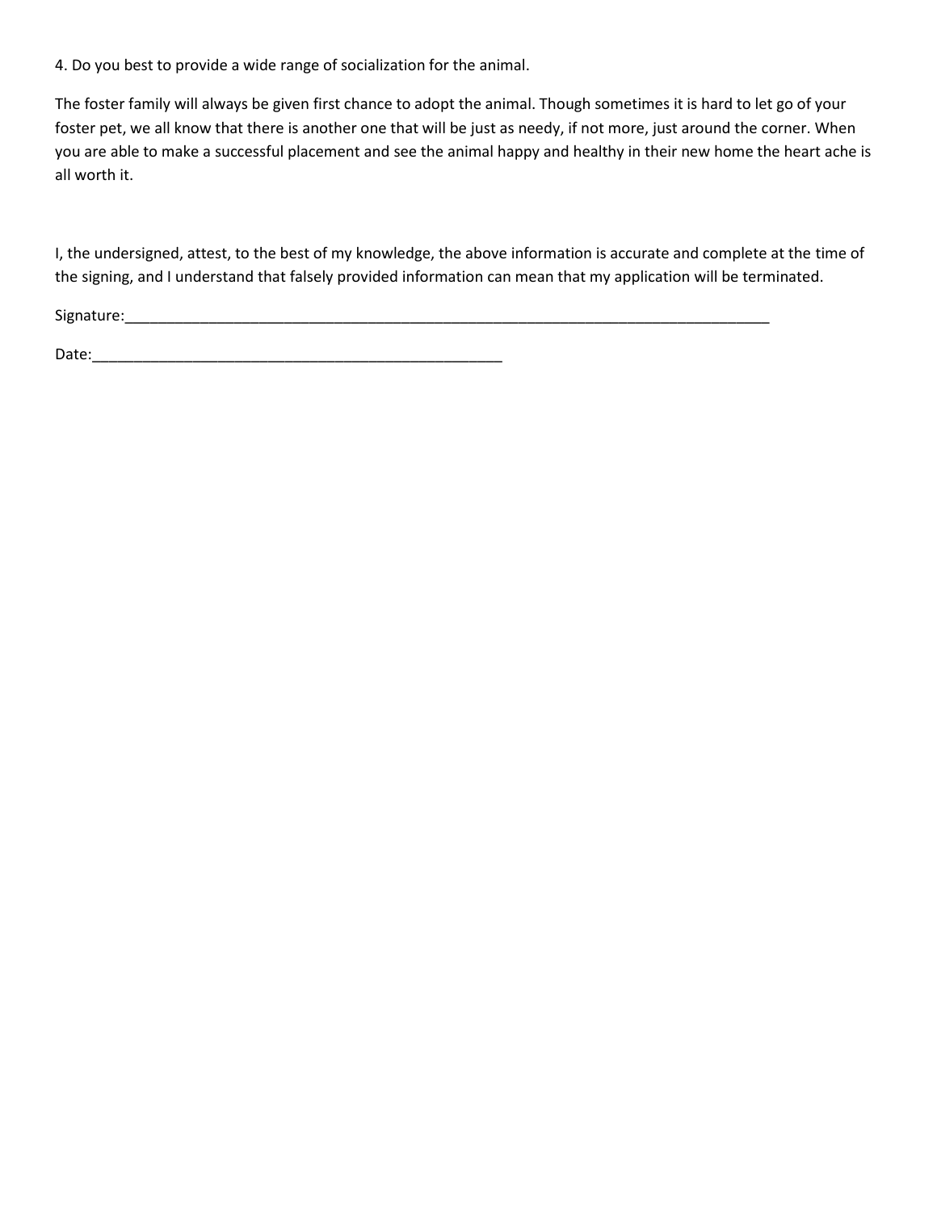4. Do you best to provide a wide range of socialization for the animal.

The foster family will always be given first chance to adopt the animal. Though sometimes it is hard to let go of your foster pet, we all know that there is another one that will be just as needy, if not more, just around the corner. When you are able to make a successful placement and see the animal happy and healthy in their new home the heart ache is all worth it.

I, the undersigned, attest, to the best of my knowledge, the above information is accurate and complete at the time of the signing, and I understand that falsely provided information can mean that my application will be terminated.

Signature:_________________________________________________________________________________

Date:____________________________________________________